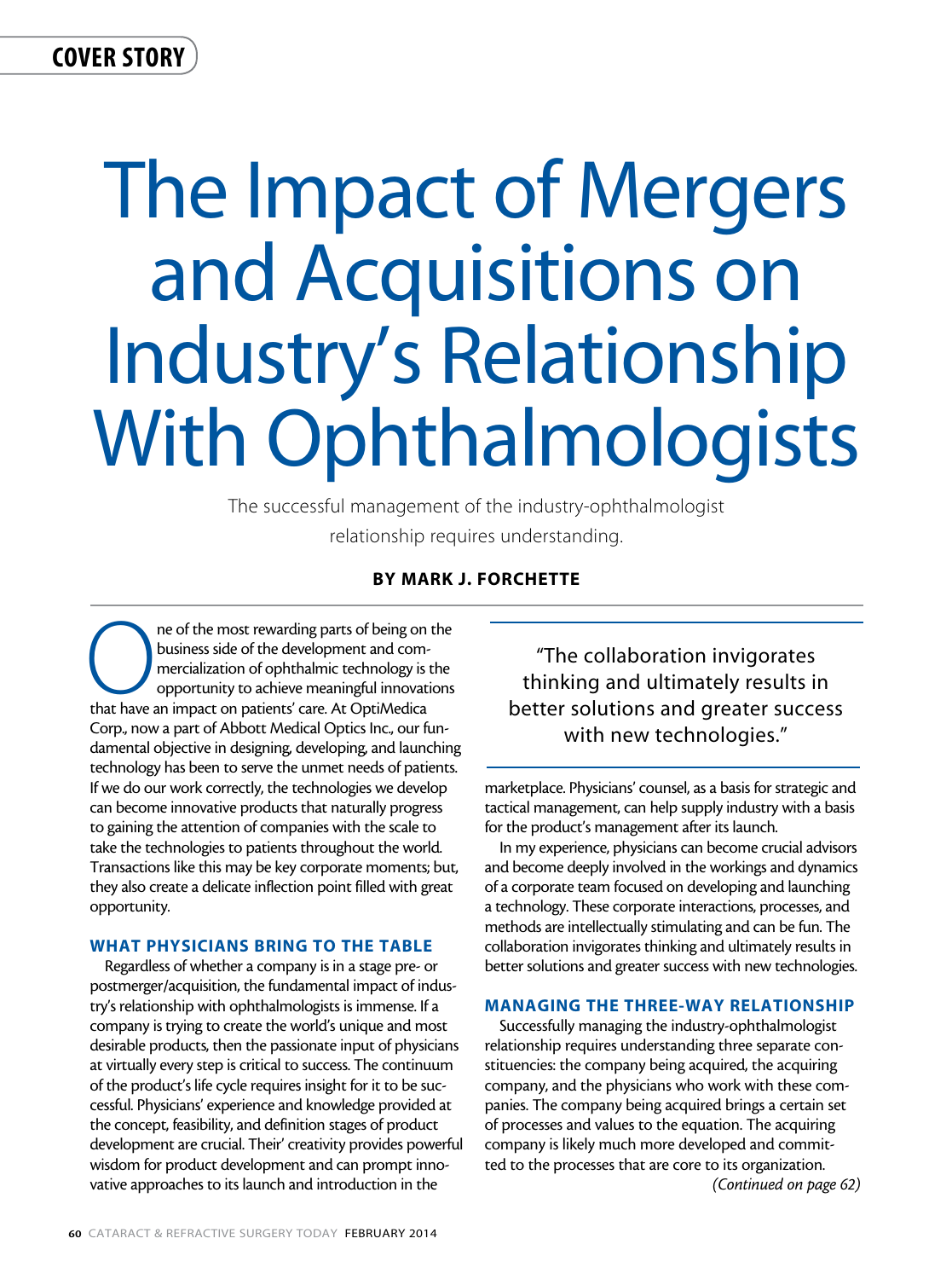COVER STORY

# The Impact of Mergers and Acquisitions on Industry's Relationship With Ophthalmologists

The successful management of the industry-ophthalmologist relationship requires understanding.

**BY MARK J. FORCHETTE**

One of the most rewarding parts of being on the business side of the development and commercialization of ophthalmic technology is the opportunity to achieve meaningful innovations that have an impact on patients' care. At OptiMedica Corp., now a part of Abbott Medical Optics Inc., our fundamental objective in designing, developing, and launching technology has been to serve the unmet needs of patients. If we do our work correctly, the technologies we develop can become innovative products that naturally progress to gaining the attention of companies with the scale to take the technologies to patients throughout the world. Transactions like this may be key corporate moments; but, they also create a delicate inflection point filled with great opportunity.

## WHAT PHYSICIANS BRING TO THE TABLE

Regardless of whether a company is in a stage pre- or postmerger/acquisition, the fundamental impact of industry's relationship with ophthalmologists is immense. If a company is trying to create the world's unique and most desirable products, then the passionate input of physicians at virtually every step is critical to success. The continuum of the product's life cycle requires insight for it to be successful. Physicians' experience and knowledge provided at the concept, feasibility, and definition stages of product development are crucial. Their' creativity provides powerful wisdom for product development and can prompt innovative approaches to its launch and introduction in the marketplace. Physicians' counsel, as a basis for strategic and tactical management, can help supply industry with a basis for the product's management after its launch.

In my experience, physicians can become crucial advisors and become deeply involved in the workings and dynamics of a corporate team focused on developing and launching a technology. These corporate interactions, processes, and methods are intellectually stimulating and can be fun. The collaboration invigorates thinking and ultimately results in better solutions and greater success with new technologies.

> "The collaboration invigorates thinking and ultimately results in better solutions and greater success with new technologies."

## MANAGING THE THREE-WAY RELATIONSHIP

Successfully managing the industry-ophthalmologist relationship requires understanding three separate constituencies: the company being acquired, the acquiring company, and the physicians who work with these companies. The company being acquired brings a certain set of processes and values to the equation. The acquiring company is likely much more developed and committed to the processes that are core to its organization.

*(Continued on page 62)*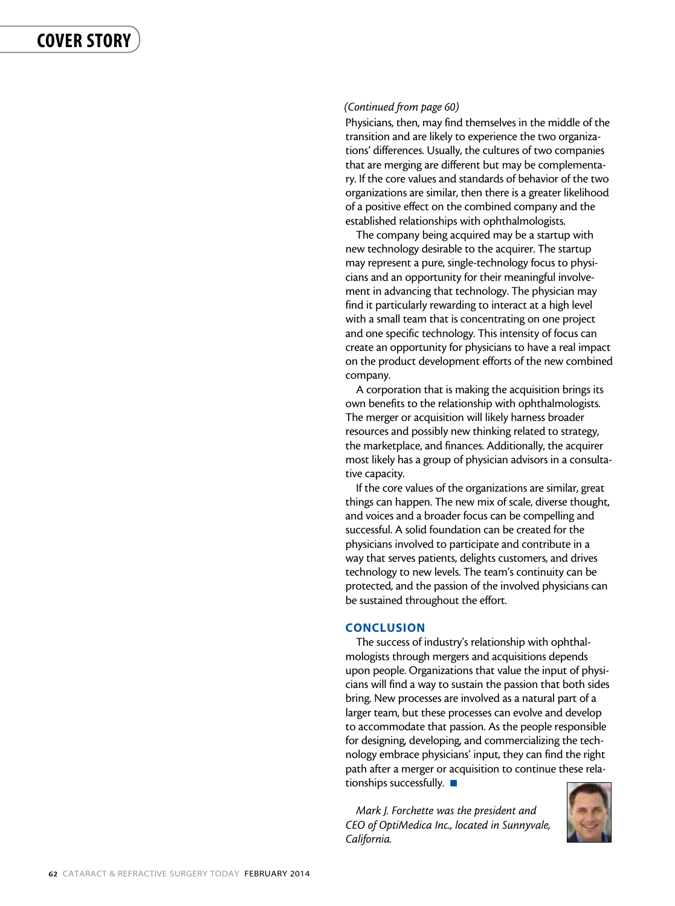*(Continued from page 60)*

Physicians, then, may find themselves in the middle of the transition and are likely to experience the two organizations' differences. Usually, the cultures of two companies that are merging are different but may be complementary. If the core values and standards of behavior of the two organizations are similar, then there is a greater likelihood of a positive effect on the combined company and the established relationships with ophthalmologists.

The company being acquired may be a startup with new technology desirable to the acquirer. The startup may represent a pure, single-technology focus to physicians and an opportunity for their meaningful involvement in advancing that technology. The physician may find it particularly rewarding to interact at a high level with a small team that is concentrating on one project and one specific technology. This intensity of focus can create an opportunity for physicians to have a real impact on the product development efforts of the new combined company.

A corporation that is making the acquisition brings its own benefits to the relationship with ophthalmologists. The merger or acquisition will likely harness broader resources and possibly new thinking related to strategy, the marketplace, and finances. Additionally, the acquirer most likely has a group of physician advisors in a consultative capacity.

If the core values of the organizations are similar, great things can happen. The new mix of scale, diverse thought, and voices and a broader focus can be compelling and successful. A solid foundation can be created for the physicians involved to participate and contribute in a way that serves patients, delights customers, and drives technology to new levels. The team's continuity can be protected, and the passion of the involved physicians can be sustained throughout the effort.

## CONCLUSION

The success of industry's relationship with ophthalmologists through mergers and acquisitions depends upon people. Organizations that value the input of physicians will find a way to sustain the passion that both sides bring. New processes are involved as a natural part of a larger team, but these processes can evolve and develop to accommodate that passion. As the people responsible for designing, developing, and commercializing the technology embrace physicians' input, they can find the right path after a merger or acquisition to continue these relationships successfully. ■

*Mark J. Forchette was the president and CEO of OptiMedica Inc., located in Sunnyvale, California.*